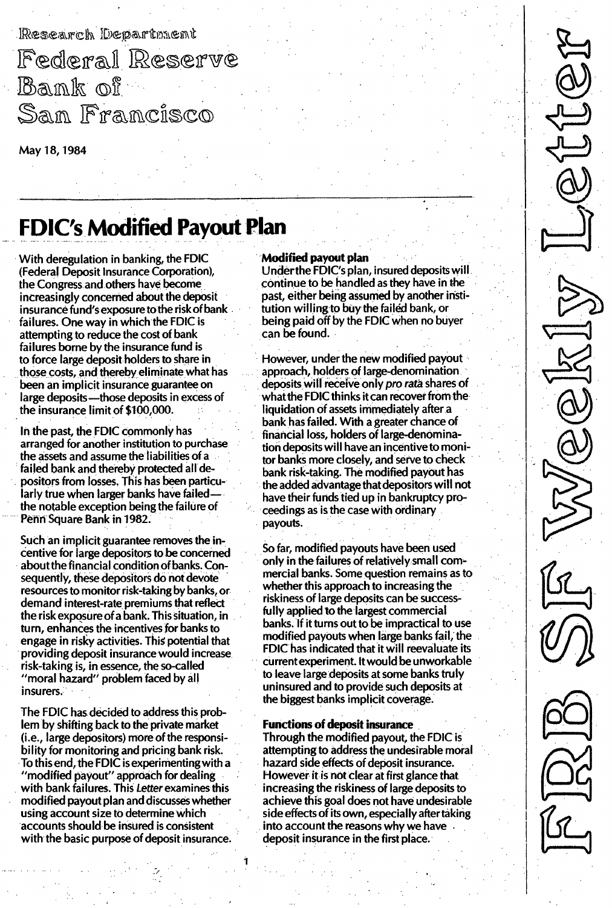Research Department
Federal Reserve
Bank of
San Francisco

May 18, 1984

FRB SF Weekly Letter

# FDIC's Modified Payout Plan

With deregulation in banking, the FDIC (Federal Deposit Insurance Corporation), the Congress and others have become increasingly concerned about the deposit insurance fund's exposure to the risk of bank failures. One way in which the FDIC is attempting to reduce the cost of bank failures borne by the insurance fund is to force large deposit holders to share in those costs, and thereby eliminate what has been an implicit insurance guarantee on large deposits—those deposits in excess of the insurance limit of $100,000.

In the past, the FDIC commonly has arranged for another institution to purchase the assets and assume the liabilities of a failed bank and thereby protected all depositors from losses. This has been particularly true when larger banks have failed—the notable exception being the failure of Penn Square Bank in 1982.

Such an implicit guarantee removes the incentive for large depositors to be concerned about the financial condition of banks. Consequently, these depositors do not devote resources to monitor risk-taking by banks, or demand interest-rate premiums that reflect the risk exposure of a bank. This situation, in turn, enhances the incentives for banks to engage in risky activities. This potential that providing deposit insurance would increase risk-taking is, in essence, the so-called "moral hazard" problem faced by all insurers.

The FDIC has decided to address this problem by shifting back to the private market (i.e., large depositors) more of the responsibility for monitoring and pricing bank risk. To this end, the FDIC is experimenting with a "modified payout" approach for dealing with bank failures. This *Letter* examines this modified payout plan and discusses whether using account size to determine which accounts should be insured is consistent with the basic purpose of deposit insurance.

**Modified payout plan**

Under the FDIC's plan, insured deposits will continue to be handled as they have in the past, either being assumed by another institution willing to buy the failed bank, or being paid off by the FDIC when no buyer can be found.

However, under the new modified payout approach, holders of large-denomination deposits will receive only *pro rata* shares of what the FDIC thinks it can recover from the liquidation of assets immediately after a bank has failed. With a greater chance of financial loss, holders of large-denomination deposits will have an incentive to monitor banks more closely, and serve to check bank risk-taking. The modified payout has the added advantage that depositors will not have their funds tied up in bankruptcy proceedings as is the case with ordinary payouts.

So far, modified payouts have been used only in the failures of relatively small commercial banks. Some question remains as to whether this approach to increasing the riskiness of large deposits can be successfully applied to the largest commercial banks. If it turns out to be impractical to use modified payouts when large banks fail, the FDIC has indicated that it will reevaluate its current experiment. It would be unworkable to leave large deposits at some banks truly uninsured and to provide such deposits at the biggest banks implicit coverage.

**Functions of deposit insurance**

Through the modified payout, the FDIC is attempting to address the undesirable moral hazard side effects of deposit insurance. However it is not clear at first glance that increasing the riskiness of large deposits to achieve this goal does not have undesirable side effects of its own, especially after taking into account the reasons why we have deposit insurance in the first place.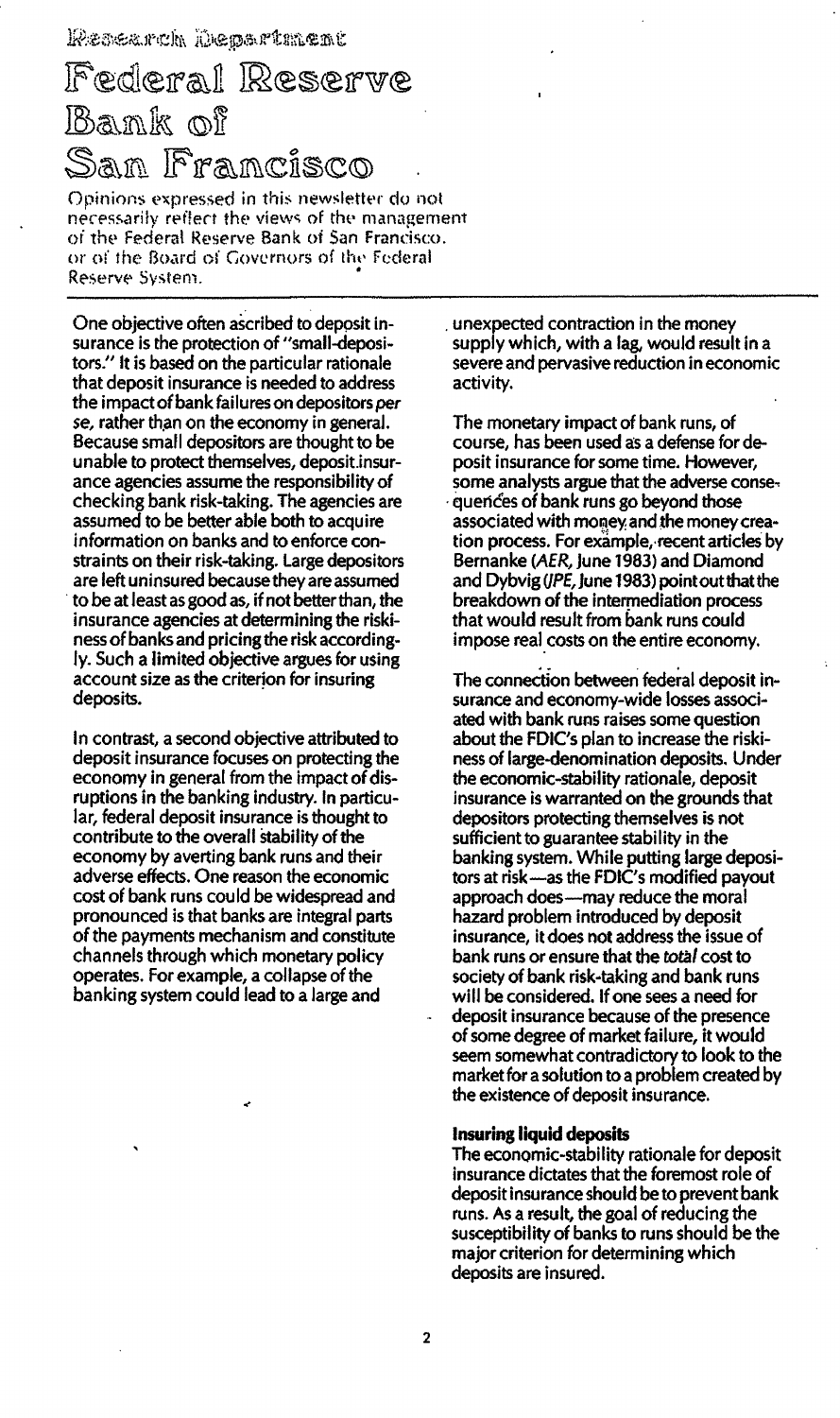Research Department

# Federal Reserve Bank of San Francisco

Opinions expressed in this newsletter do not necessarily reflect the views of the management of the Federal Reserve Bank of San Francisco, or of the Board of Governors of the Federal Reserve System.

One objective often ascribed to deposit insurance is the protection of "small-depositors." It is based on the particular rationale that deposit insurance is needed to address the impact of bank failures on depositors *per se*, rather than on the economy in general. Because small depositors are thought to be unable to protect themselves, deposit insurance agencies assume the responsibility of checking bank risk-taking. The agencies are assumed to be better able both to acquire information on banks and to enforce constraints on their risk-taking. Large depositors are left uninsured because they are assumed to be at least as good as, if not better than, the insurance agencies at determining the riskiness of banks and pricing the risk accordingly. Such a limited objective argues for using account size as the criterion for insuring deposits.

In contrast, a second objective attributed to deposit insurance focuses on protecting the economy in general from the impact of disruptions in the banking industry. In particular, federal deposit insurance is thought to contribute to the overall stability of the economy by averting bank runs and their adverse effects. One reason the economic cost of bank runs could be widespread and pronounced is that banks are integral parts of the payments mechanism and constitute channels through which monetary policy operates. For example, a collapse of the banking system could lead to a large and unexpected contraction in the money supply which, with a lag, would result in a severe and pervasive reduction in economic activity.

The monetary impact of bank runs, of course, has been used as a defense for deposit insurance for some time. However, some analysts argue that the adverse consequences of bank runs go beyond those associated with money and the money creation process. For example, recent articles by Bernanke (*AER*, June 1983) and Diamond and Dybvig (*JPE*, June 1983) point out that the breakdown of the intermediation process that would result from bank runs could impose real costs on the entire economy.

The connection between federal deposit insurance and economy-wide losses associated with bank runs raises some question about the FDIC's plan to increase the riskiness of large-denomination deposits. Under the economic-stability rationale, deposit insurance is warranted on the grounds that depositors protecting themselves is not sufficient to guarantee stability in the banking system. While putting large depositors at risk—as the FDIC's modified payout approach does—may reduce the moral hazard problem introduced by deposit insurance, it does not address the issue of bank runs or ensure that the *total* cost to society of bank risk-taking and bank runs will be considered. If one sees a need for deposit insurance because of the presence of some degree of market failure, it would seem somewhat contradictory to look to the market for a solution to a problem created by the existence of deposit insurance.

**Insuring liquid deposits**

The economic-stability rationale for deposit insurance dictates that the foremost role of deposit insurance should be to prevent bank runs. As a result, the goal of reducing the susceptibility of banks to runs should be the major criterion for determining which deposits are insured.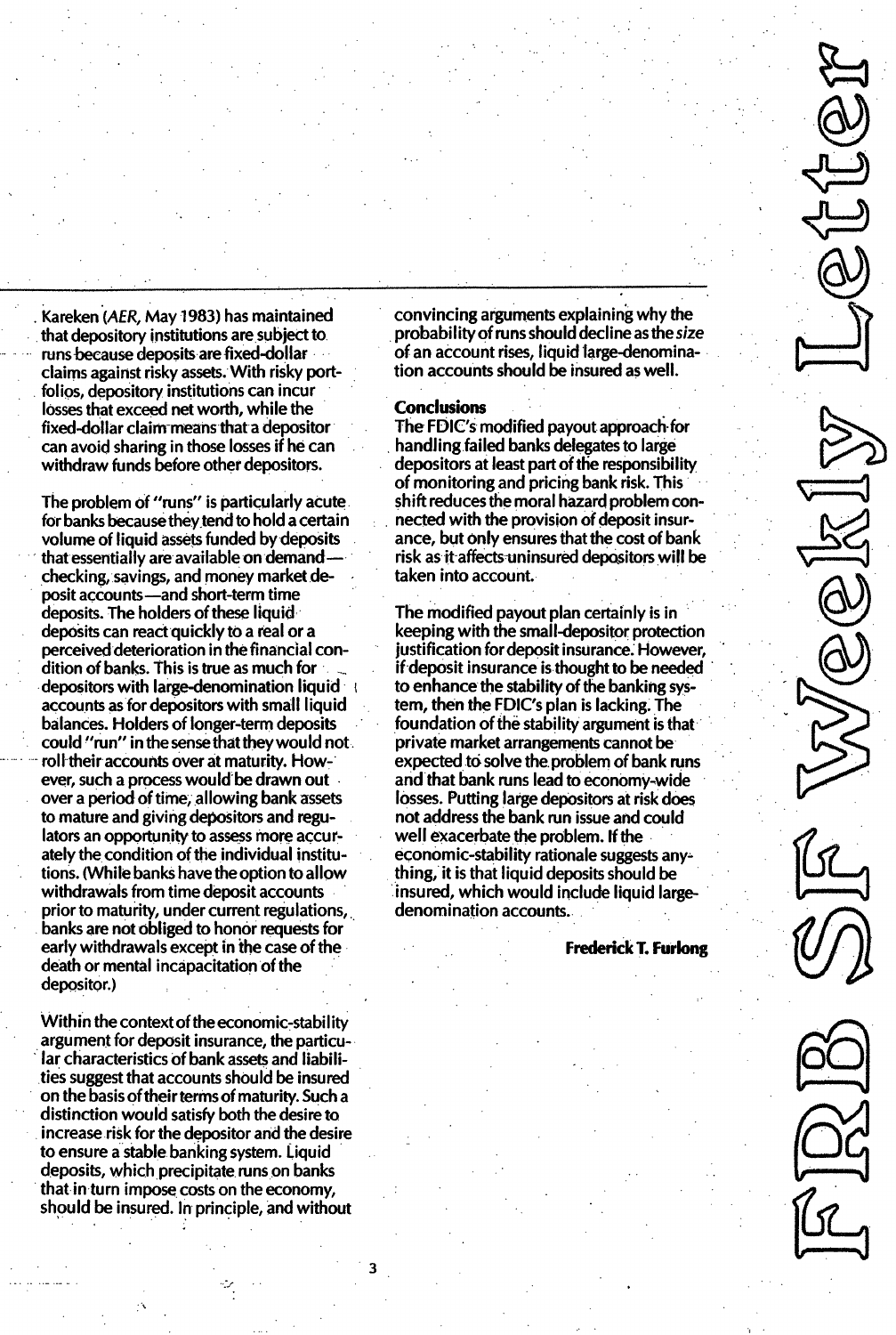Kareken (*AER*, May 1983) has maintained that depository institutions are subject to runs because deposits are fixed-dollar claims against risky assets. With risky portfolios, depository institutions can incur losses that exceed net worth, while the fixed-dollar claim means that a depositor can avoid sharing in those losses if he can withdraw funds before other depositors.

The problem of "runs" is particularly acute for banks because they tend to hold a certain volume of liquid assets funded by deposits that essentially are available on demand—checking, savings, and money market deposit accounts—and short-term time deposits. The holders of these liquid deposits can react quickly to a real or a perceived deterioration in the financial condition of banks. This is true as much for depositors with large-denomination liquid accounts as for depositors with small liquid balances. Holders of longer-term deposits could "run" in the sense that they would not roll their accounts over at maturity. However, such a process would be drawn out over a period of time, allowing bank assets to mature and giving depositors and regulators an opportunity to assess more accurately the condition of the individual institutions. (While banks have the option to allow withdrawals from time deposit accounts prior to maturity, under current regulations, banks are not obliged to honor requests for early withdrawals except in the case of the death or mental incapacitation of the depositor.)

Within the context of the economic-stability argument for deposit insurance, the particular characteristics of bank assets and liabilities suggest that accounts should be insured on the basis of their terms of maturity. Such a distinction would satisfy both the desire to increase risk for the depositor and the desire to ensure a stable banking system. Liquid deposits, which precipitate runs on banks that in turn impose costs on the economy, should be insured. In principle, and without convincing arguments explaining why the probability of runs should decline as the *size* of an account rises, liquid large-denomination accounts should be insured as well.

## Conclusions

The FDIC's modified payout approach for handling failed banks delegates to large depositors at least part of the responsibility of monitoring and pricing bank risk. This shift reduces the moral hazard problem connected with the provision of deposit insurance, but only ensures that the cost of bank risk as it affects uninsured depositors will be taken into account.

The modified payout plan certainly is in keeping with the small-depositor protection justification for deposit insurance. However, if deposit insurance is thought to be needed to enhance the stability of the banking system, then the FDIC's plan is lacking. The foundation of the stability argument is that private market arrangements cannot be expected to solve the problem of bank runs and that bank runs lead to economy-wide losses. Putting large depositors at risk does not address the bank run issue and could well exacerbate the problem. If the economic-stability rationale suggests anything, it is that liquid deposits should be insured, which would include liquid large-denomination accounts.

**Frederick T. Furlong**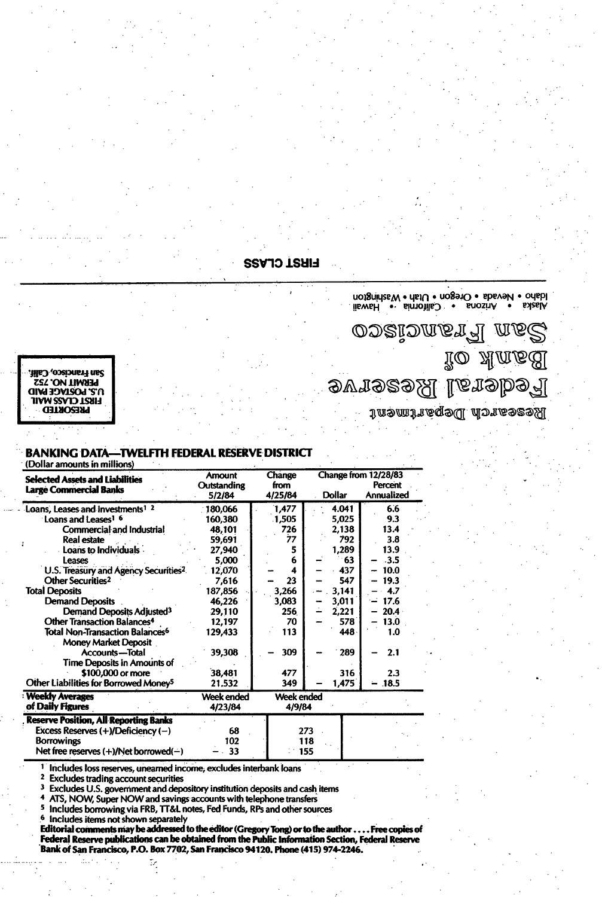Research Department

Federal Reserve Bank of San Francisco

Alaska • Arizona • California • Hawaii
Idaho • Nevada • Oregon • Utah • Washington

PRESORTED
FIRST CLASS MAIL
U.S. POSTAGE PAID
PERMIT NO. 752
San Francisco, Calif.

FIRST CLASS

## BANKING DATA—TWELFTH FEDERAL RESERVE DISTRICT

(Dollar amounts in millions)

| Selected Assets and Liabilities Large Commercial Banks | Amount Outstanding 5/2/84 | Change from 4/25/84 | Change from 12/28/83 | |
|---|---|---|---|---|
| | | | Dollar | Percent Annualized |
| Loans, Leases and Investments[1] [2] | 180,066 | 1,477 | 4,041 | 6.6 |
| Loans and Leases[1] [6] | 160,380 | 1,505 | 5,025 | 9.3 |
| Commercial and Industrial | 48,101 | 726 | 2,138 | 13.4 |
| Real estate | 59,691 | 77 | 792 | 3.8 |
| Loans to Individuals | 27,940 | 5 | 1,289 | 13.9 |
| Leases | 5,000 | 6 | – 63 | – 3.5 |
| U.S. Treasury and Agency Securities[2] | 12,070 | – 4 | – 437 | – 10.0 |
| Other Securities[2] | 7,616 | – 23 | – 547 | – 19.3 |
| Total Deposits | 187,856 | 3,266 | – 3,141 | – 4.7 |
| Demand Deposits | 46,226 | 3,083 | – 3,011 | – 17.6 |
| Demand Deposits Adjusted[3] | 29,110 | 256 | – 2,221 | – 20.4 |
| Other Transaction Balances[4] | 12,197 | 70 | – 578 | – 13.0 |
| Total Non-Transaction Balances[6] | 129,433 | 113 | 448 | 1.0 |
| Money Market Deposit Accounts—Total | 39,308 | – 309 | – 289 | – 2.1 |
| Time Deposits in Amounts of $100,000 or more | 38,481 | 477 | 316 | 2.3 |
| Other Liabilities for Borrowed Money[5] | 21,532 | 349 | – 1,475 | – 18.5 |

| Weekly Averages of Daily Figures | Week ended 4/23/84 | Week ended 4/9/84 |
|---|---|---|
| **Reserve Position, All Reporting Banks** | | |
| Excess Reserves (+)/Deficiency (–) | 68 | 273 |
| Borrowings | 102 | 118 |
| Net free reserves (+)/Net borrowed(–) | – 33 | 155 |

[1] Includes loss reserves, unearned income, excludes interbank loans
[2] Excludes trading account securities
[3] Excludes U.S. government and depository institution deposits and cash items
[4] ATS, NOW, Super NOW and savings accounts with telephone transfers
[5] Includes borrowing via FRB, TT&L notes, Fed Funds, RPs and other sources
[6] Includes items not shown separately

**Editorial comments may be addressed to the editor (Gregory Tong) or to the author .... Free copies of Federal Reserve publications can be obtained from the Public Information Section, Federal Reserve Bank of San Francisco, P.O. Box 7702, San Francisco 94120. Phone (415) 974-2246.**